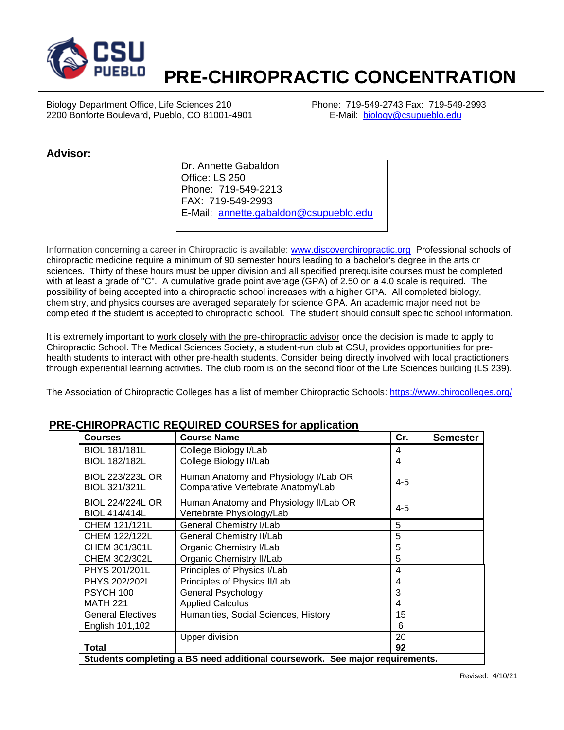CSU PUEBLO

# PRE-CHIROPRACTIC CONCENTRATION

Biology Department Office, Life Sciences 210
2200 Bonforte Boulevard, Pueblo, CO 81001-4901

Phone: 719-549-2743 Fax: 719-549-2993
E-Mail: biology@csupueblo.edu

**Advisor:**

Dr. Annette Gabaldon
Office: LS 250
Phone: 719-549-2213
FAX: 719-549-2993
E-Mail: annette.gabaldon@csupueblo.edu

Information concerning a career in Chiropractic is available: www.discoverchiropractic.org Professional schools of chiropractic medicine require a minimum of 90 semester hours leading to a bachelor's degree in the arts or sciences. Thirty of these hours must be upper division and all specified prerequisite courses must be completed with at least a grade of "C". A cumulative grade point average (GPA) of 2.50 on a 4.0 scale is required. The possibility of being accepted into a chiropractic school increases with a higher GPA. All completed biology, chemistry, and physics courses are averaged separately for science GPA. An academic major need not be completed if the student is accepted to chiropractic school. The student should consult specific school information.

It is extremely important to work closely with the pre-chiropractic advisor once the decision is made to apply to Chiropractic School. The Medical Sciences Society, a student-run club at CSU, provides opportunities for pre-health students to interact with other pre-health students. Consider being directly involved with local practitioners through experiential learning activities. The club room is on the second floor of the Life Sciences building (LS 239).

The Association of Chiropractic Colleges has a list of member Chiropractic Schools: https://www.chirocolleges.org/

## PRE-CHIROPRACTIC REQUIRED COURSES for application

| Courses | Course Name | Cr. | Semester |
|---|---|---|---|
| BIOL 181/181L | College Biology I/Lab | 4 | |
| BIOL 182/182L | College Biology II/Lab | 4 | |
| BIOL 223/223L OR BIOL 321/321L | Human Anatomy and Physiology I/Lab OR Comparative Vertebrate Anatomy/Lab | 4-5 | |
| BIOL 224/224L OR BIOL 414/414L | Human Anatomy and Physiology II/Lab OR Vertebrate Physiology/Lab | 4-5 | |
| CHEM 121/121L | General Chemistry I/Lab | 5 | |
| CHEM 122/122L | General Chemistry II/Lab | 5 | |
| CHEM 301/301L | Organic Chemistry I/Lab | 5 | |
| CHEM 302/302L | Organic Chemistry II/Lab | 5 | |
| PHYS 201/201L | Principles of Physics I/Lab | 4 | |
| PHYS 202/202L | Principles of Physics II/Lab | 4 | |
| PSYCH 100 | General Psychology | 3 | |
| MATH 221 | Applied Calculus | 4 | |
| General Electives | Humanities, Social Sciences, History | 15 | |
| English 101,102 | | 6 | |
| | Upper division | 20 | |
| **Total** | | **92** | |
| **Students completing a BS need additional coursework. See major requirements.** | | | |

Revised: 4/10/21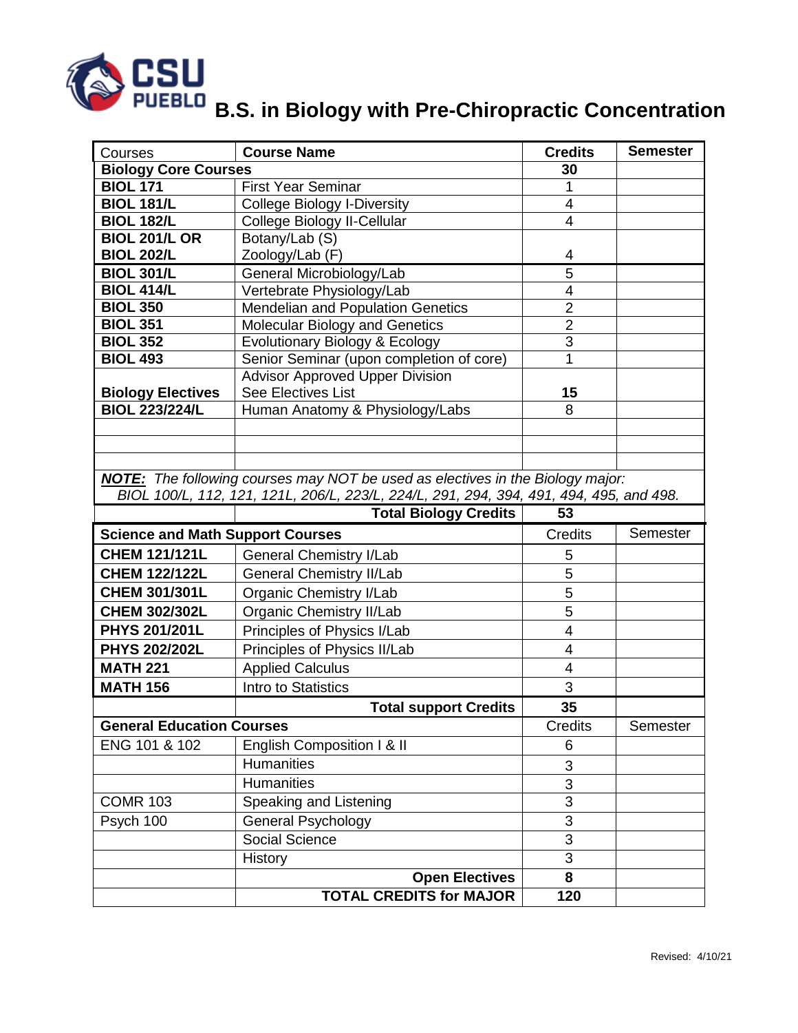# B.S. in Biology with Pre-Chiropractic Concentration

| Courses | Course Name | Credits | Semester |
|---|---|---|---|
| **Biology Core Courses** | | **30** | |
| **BIOL 171** | First Year Seminar | 1 | |
| **BIOL 181/L** | College Biology I-Diversity | 4 | |
| **BIOL 182/L** | College Biology II-Cellular | 4 | |
| **BIOL 201/L OR BIOL 202/L** | Botany/Lab (S) Zoology/Lab (F) | 4 | |
| **BIOL 301/L** | General Microbiology/Lab | 5 | |
| **BIOL 414/L** | Vertebrate Physiology/Lab | 4 | |
| **BIOL 350** | Mendelian and Population Genetics | 2 | |
| **BIOL 351** | Molecular Biology and Genetics | 2 | |
| **BIOL 352** | Evolutionary Biology & Ecology | 3 | |
| **BIOL 493** | Senior Seminar (upon completion of core) | 1 | |
| **Biology Electives** | Advisor Approved Upper Division See Electives List | **15** | |
| **BIOL 223/224/L** | Human Anatomy & Physiology/Labs | 8 | |
| | | | |
| | | | |
| | | | |
| ***NOTE:*** *The following courses may NOT be used as electives in the Biology major: BIOL 100/L, 112, 121, 121L, 206/L, 223/L, 224/L, 291, 294, 394, 491, 494, 495, and 498.* | | | |
| | **Total Biology Credits** | **53** | |
| **Science and Math Support Courses** | | Credits | Semester |
| **CHEM 121/121L** | General Chemistry I/Lab | 5 | |
| **CHEM 122/122L** | General Chemistry II/Lab | 5 | |
| **CHEM 301/301L** | Organic Chemistry I/Lab | 5 | |
| **CHEM 302/302L** | Organic Chemistry II/Lab | 5 | |
| **PHYS 201/201L** | Principles of Physics I/Lab | 4 | |
| **PHYS 202/202L** | Principles of Physics II/Lab | 4 | |
| **MATH 221** | Applied Calculus | 4 | |
| **MATH 156** | Intro to Statistics | 3 | |
| | **Total support Credits** | **35** | |
| **General Education Courses** | | Credits | Semester |
| ENG 101 & 102 | English Composition I & II | 6 | |
| | Humanities | 3 | |
| | Humanities | 3 | |
| COMR 103 | Speaking and Listening | 3 | |
| Psych 100 | General Psychology | 3 | |
| | Social Science | 3 | |
| | History | 3 | |
| | **Open Electives** | **8** | |
| | **TOTAL CREDITS for MAJOR** | **120** | |

Revised: 4/10/21